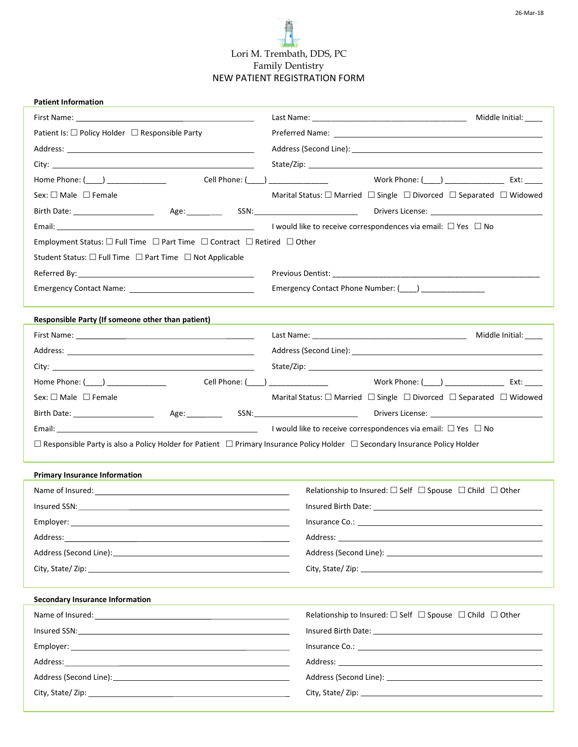26-Mar-18

# Lori M. Trembath, DDS, PC
## Family Dentistry
## NEW PATIENT REGISTRATION FORM

**Patient Information**

First Name: ____________________________ Last Name: ____________________________ Middle Initial: ____

Patient Is: ☐ Policy Holder ☐ Responsible Party Preferred Name: ____________________________

Address: ____________________________ Address (Second Line): ____________________________

City: ____________________________ State/Zip: ____________________________

Home Phone: (____) ____________ Cell Phone: (____) ____________ Work Phone: (____) ____________ Ext: ____

Sex: ☐ Male ☐ Female Marital Status: ☐ Married ☐ Single ☐ Divorced ☐ Separated ☐ Widowed

Birth Date: ______________ Age: ________ SSN: ____________________ Drivers License: ____________________

Email: ____________________________ I would like to receive correspondences via email: ☐ Yes ☐ No

Employment Status: ☐ Full Time ☐ Part Time ☐ Contract ☐ Retired ☐ Other

Student Status: ☐ Full Time ☐ Part Time ☐ Not Applicable

Referred By: ____________________________ Previous Dentist: ____________________________

Emergency Contact Name: ____________________________ Emergency Contact Phone Number: (____) ____________

**Responsible Party (If someone other than patient)**

First Name: ____________________________ Last Name: ____________________________ Middle Initial: ____

Address: ____________________________ Address (Second Line): ____________________________

City: ____________________________ State/Zip: ____________________________

Home Phone: (____) ____________ Cell Phone: (____) ____________ Work Phone: (____) ____________ Ext: ____

Sex: ☐ Male ☐ Female Marital Status: ☐ Married ☐ Single ☐ Divorced ☐ Separated ☐ Widowed

Birth Date: ______________ Age: ________ SSN: ____________________ Drivers License: ____________________

Email: ____________________________ I would like to receive correspondences via email: ☐ Yes ☐ No

☐ Responsible Party is also a Policy Holder for Patient ☐ Primary Insurance Policy Holder ☐ Secondary Insurance Policy Holder

**Primary Insurance Information**

Name of Insured: ____________________________ Relationship to Insured: ☐ Self ☐ Spouse ☐ Child ☐ Other

Insured SSN: ____________________________ Insured Birth Date: ____________________________

Employer: ____________________________ Insurance Co.: ____________________________

Address: ____________________________ Address: ____________________________

Address (Second Line): ____________________________ Address (Second Line): ____________________________

City, State/ Zip: ____________________________ City, State/ Zip: ____________________________

**Secondary Insurance Information**

Name of Insured: ____________________________ Relationship to Insured: ☐ Self ☐ Spouse ☐ Child ☐ Other

Insured SSN: ____________________________ Insured Birth Date: ____________________________

Employer: ____________________________ Insurance Co.: ____________________________

Address: ____________________________ Address: ____________________________

Address (Second Line): ____________________________ Address (Second Line): ____________________________

City, State/ Zip: ____________________________ City, State/ Zip: ____________________________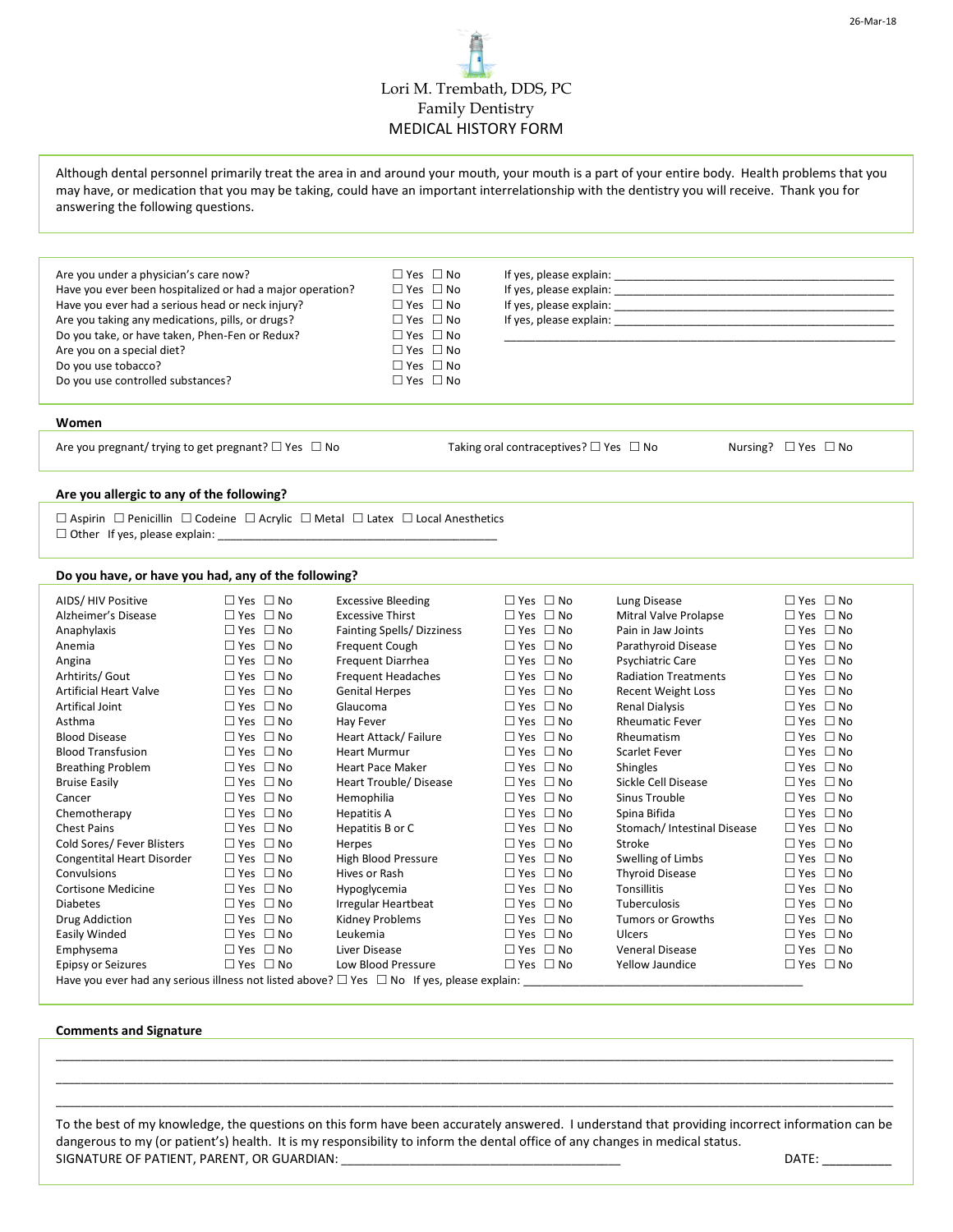Lori M. Trembath, DDS, PC
Family Dentistry
MEDICAL HISTORY FORM

26-Mar-18

Although dental personnel primarily treat the area in and around your mouth, your mouth is a part of your entire body. Health problems that you may have, or medication that you may be taking, could have an important interrelationship with the dentistry you will receive. Thank you for answering the following questions.

| | | |
|---|---|---|
| Are you under a physician's care now? | ☐ Yes ☐ No | If yes, please explain: ____________________ |
| Have you ever been hospitalized or had a major operation? | ☐ Yes ☐ No | If yes, please explain: ____________________ |
| Have you ever had a serious head or neck injury? | ☐ Yes ☐ No | If yes, please explain: ____________________ |
| Are you taking any medications, pills, or drugs? | ☐ Yes ☐ No | If yes, please explain: ____________________ |
| Do you take, or have taken, Phen-Fen or Redux? | ☐ Yes ☐ No | ____________________ |
| Are you on a special diet? | ☐ Yes ☐ No | |
| Do you use tobacco? | ☐ Yes ☐ No | |
| Do you use controlled substances? | ☐ Yes ☐ No | |

**Women**

Are you pregnant/ trying to get pregnant? ☐ Yes ☐ No    Taking oral contraceptives? ☐ Yes ☐ No    Nursing? ☐ Yes ☐ No

**Are you allergic to any of the following?**

☐ Aspirin ☐ Penicillin ☐ Codeine ☐ Acrylic ☐ Metal ☐ Latex ☐ Local Anesthetics
☐ Other If yes, please explain: ____________________

**Do you have, or have you had, any of the following?**

| | | | | | |
|---|---|---|---|---|---|
| AIDS/ HIV Positive | ☐ Yes ☐ No | Excessive Bleeding | ☐ Yes ☐ No | Lung Disease | ☐ Yes ☐ No |
| Alzheimer's Disease | ☐ Yes ☐ No | Excessive Thirst | ☐ Yes ☐ No | Mitral Valve Prolapse | ☐ Yes ☐ No |
| Anaphylaxis | ☐ Yes ☐ No | Fainting Spells/ Dizziness | ☐ Yes ☐ No | Pain in Jaw Joints | ☐ Yes ☐ No |
| Anemia | ☐ Yes ☐ No | Frequent Cough | ☐ Yes ☐ No | Parathyroid Disease | ☐ Yes ☐ No |
| Angina | ☐ Yes ☐ No | Frequent Diarrhea | ☐ Yes ☐ No | Psychiatric Care | ☐ Yes ☐ No |
| Arhtirits/ Gout | ☐ Yes ☐ No | Frequent Headaches | ☐ Yes ☐ No | Radiation Treatments | ☐ Yes ☐ No |
| Artificial Heart Valve | ☐ Yes ☐ No | Genital Herpes | ☐ Yes ☐ No | Recent Weight Loss | ☐ Yes ☐ No |
| Artifical Joint | ☐ Yes ☐ No | Glaucoma | ☐ Yes ☐ No | Renal Dialysis | ☐ Yes ☐ No |
| Asthma | ☐ Yes ☐ No | Hay Fever | ☐ Yes ☐ No | Rheumatic Fever | ☐ Yes ☐ No |
| Blood Disease | ☐ Yes ☐ No | Heart Attack/ Failure | ☐ Yes ☐ No | Rheumatism | ☐ Yes ☐ No |
| Blood Transfusion | ☐ Yes ☐ No | Heart Murmur | ☐ Yes ☐ No | Scarlet Fever | ☐ Yes ☐ No |
| Breathing Problem | ☐ Yes ☐ No | Heart Pace Maker | ☐ Yes ☐ No | Shingles | ☐ Yes ☐ No |
| Bruise Easily | ☐ Yes ☐ No | Heart Trouble/ Disease | ☐ Yes ☐ No | Sickle Cell Disease | ☐ Yes ☐ No |
| Cancer | ☐ Yes ☐ No | Hemophilia | ☐ Yes ☐ No | Sinus Trouble | ☐ Yes ☐ No |
| Chemotherapy | ☐ Yes ☐ No | Hepatitis A | ☐ Yes ☐ No | Spina Bifida | ☐ Yes ☐ No |
| Chest Pains | ☐ Yes ☐ No | Hepatitis B or C | ☐ Yes ☐ No | Stomach/ Intestinal Disease | ☐ Yes ☐ No |
| Cold Sores/ Fever Blisters | ☐ Yes ☐ No | Herpes | ☐ Yes ☐ No | Stroke | ☐ Yes ☐ No |
| Congentital Heart Disorder | ☐ Yes ☐ No | High Blood Pressure | ☐ Yes ☐ No | Swelling of Limbs | ☐ Yes ☐ No |
| Convulsions | ☐ Yes ☐ No | Hives or Rash | ☐ Yes ☐ No | Thyroid Disease | ☐ Yes ☐ No |
| Cortisone Medicine | ☐ Yes ☐ No | Hypoglycemia | ☐ Yes ☐ No | Tonsillitis | ☐ Yes ☐ No |
| Diabetes | ☐ Yes ☐ No | Irregular Heartbeat | ☐ Yes ☐ No | Tuberculosis | ☐ Yes ☐ No |
| Drug Addiction | ☐ Yes ☐ No | Kidney Problems | ☐ Yes ☐ No | Tumors or Growths | ☐ Yes ☐ No |
| Easily Winded | ☐ Yes ☐ No | Leukemia | ☐ Yes ☐ No | Ulcers | ☐ Yes ☐ No |
| Emphysema | ☐ Yes ☐ No | Liver Disease | ☐ Yes ☐ No | Veneral Disease | ☐ Yes ☐ No |
| Epipsy or Seizures | ☐ Yes ☐ No | Low Blood Pressure | ☐ Yes ☐ No | Yellow Jaundice | ☐ Yes ☐ No |

Have you ever had any serious illness not listed above? ☐ Yes ☐ No If yes, please explain: ____________________

**Comments and Signature**

____________________________________________________________

____________________________________________________________

____________________________________________________________

To the best of my knowledge, the questions on this form have been accurately answered. I understand that providing incorrect information can be dangerous to my (or patient's) health. It is my responsibility to inform the dental office of any changes in medical status.

SIGNATURE OF PATIENT, PARENT, OR GUARDIAN: ____________________    DATE: __________